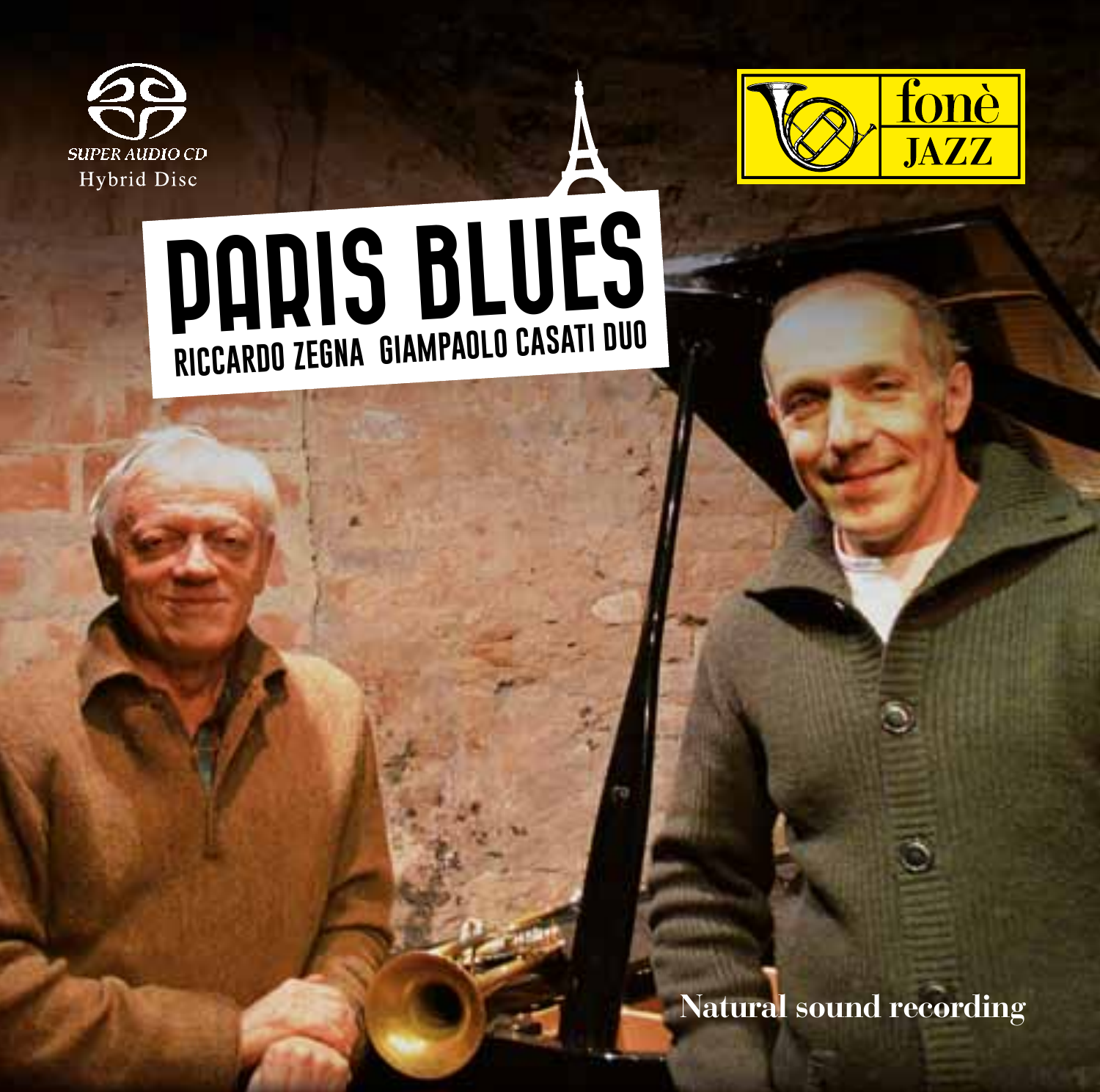SUPER AUDIO CD
Hybrid Disc

fonè
JAZZ

# PARIS BLUES

## RICCARDO ZEGNA GIAMPAOLO CASATI DUO

Natural sound recording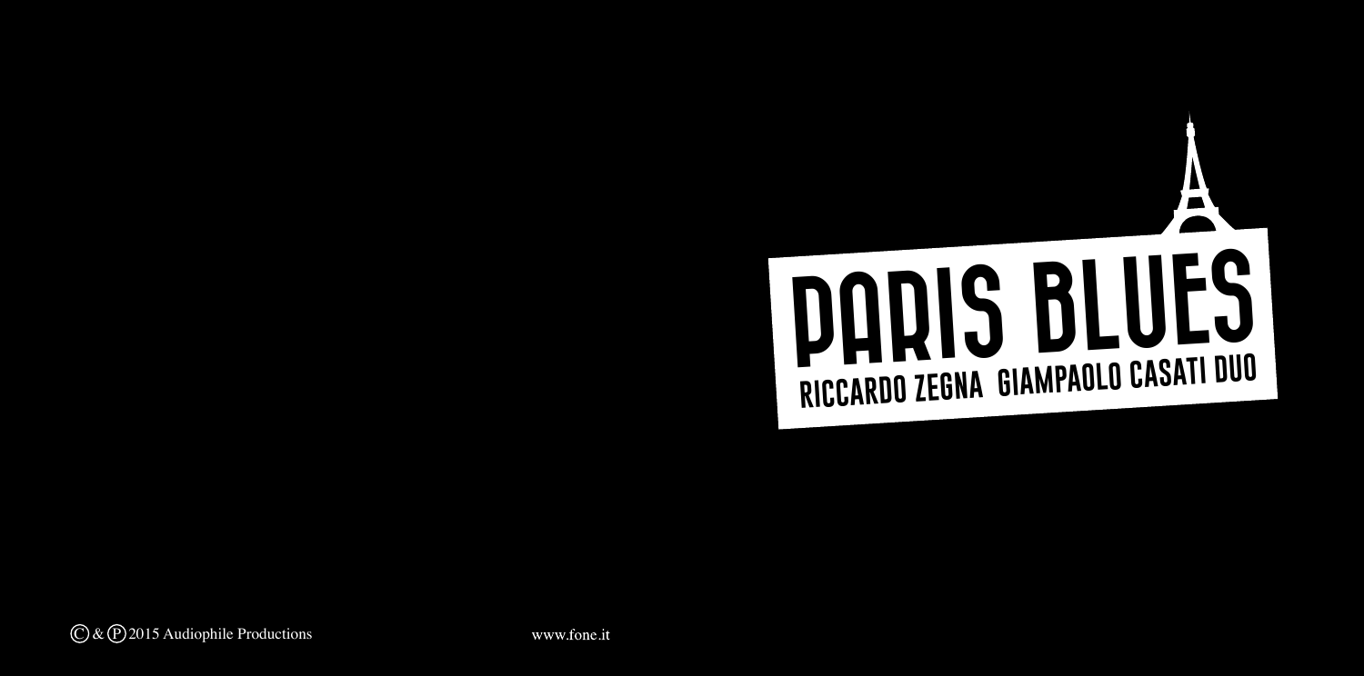# PARIS BLUES

## RICCARDO ZEGNA GIAMPAOLO CASATI DUO

© & ℗ 2015 Audiophile Productions

www.fone.it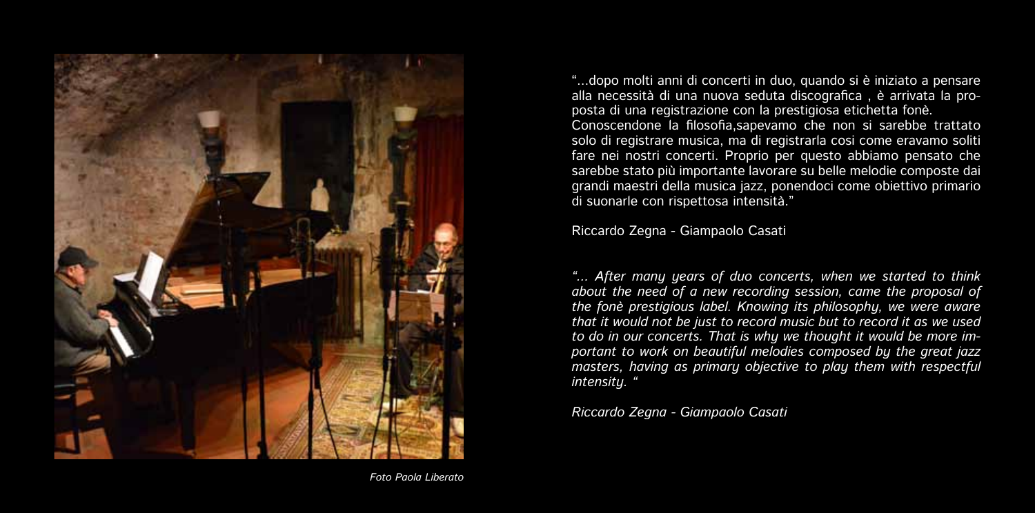"...dopo molti anni di concerti in duo, quando si è iniziato a pensare alla necessità di una nuova seduta discografica , è arrivata la proposta di una registrazione con la prestigiosa etichetta fonè. Conoscendone la filosofia,sapevamo che non si sarebbe trattato solo di registrare musica, ma di registrarla cosi come eravamo soliti fare nei nostri concerti. Proprio per questo abbiamo pensato che sarebbe stato più importante lavorare su belle melodie composte dai grandi maestri della musica jazz, ponendoci come obiettivo primario di suonarle con rispettosa intensità."

Riccardo Zegna - Giampaolo Casati

*"... After many years of duo concerts, when we started to think about the need of a new recording session, came the proposal of the fonè prestigious label. Knowing its philosophy, we were aware that it would not be just to record music but to record it as we used to do in our concerts. That is why we thought it would be more important to work on beautiful melodies composed by the great jazz masters, having as primary objective to play them with respectful intensity. "*

*Riccardo Zegna - Giampaolo Casati*

*Foto Paola Liberato*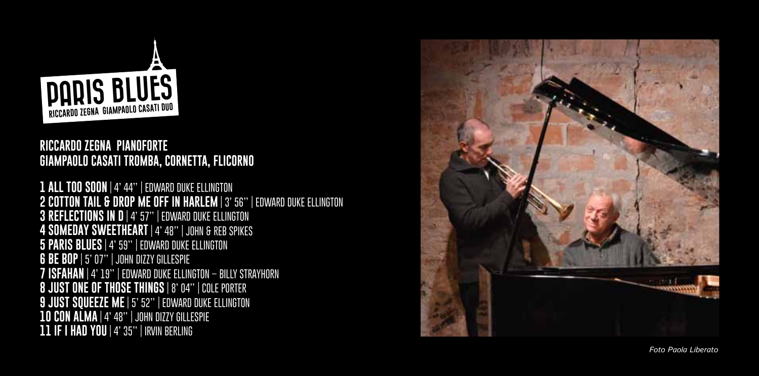# PARIS BLUES

RICCARDO ZEGNA GIAMPAOLO CASATI DUO

## RICCARDO ZEGNA PIANOFORTE
## GIAMPAOLO CASATI TROMBA, CORNETTA, FLICORNO

**1 ALL TOO SOON** | 4' 44'' | EDWARD DUKE ELLINGTON
**2 COTTON TAIL & DROP ME OFF IN HARLEM** | 3' 56'' | EDWARD DUKE ELLINGTON
**3 REFLECTIONS IN D** | 4' 57'' | EDWARD DUKE ELLINGTON
**4 SOMEDAY SWEETHEART** | 4' 48'' | JOHN & REB SPIKES
**5 PARIS BLUES** | 4' 59'' | EDWARD DUKE ELLINGTON
**6 BE BOP** | 5' 07'' | JOHN DIZZY GILLESPIE
**7 ISFAHAN** | 4' 19'' | EDWARD DUKE ELLINGTON – BILLY STRAYHORN
**8 JUST ONE OF THOSE THINGS** | 8' 04'' | COLE PORTER
**9 JUST SQUEEZE ME** | 5' 52'' | EDWARD DUKE ELLINGTON
**10 CON ALMA** | 4' 48'' | JOHN DIZZY GILLESPIE
**11 IF I HAD YOU** | 4' 35'' | IRVIN BERLING

*Foto Paola Liberato*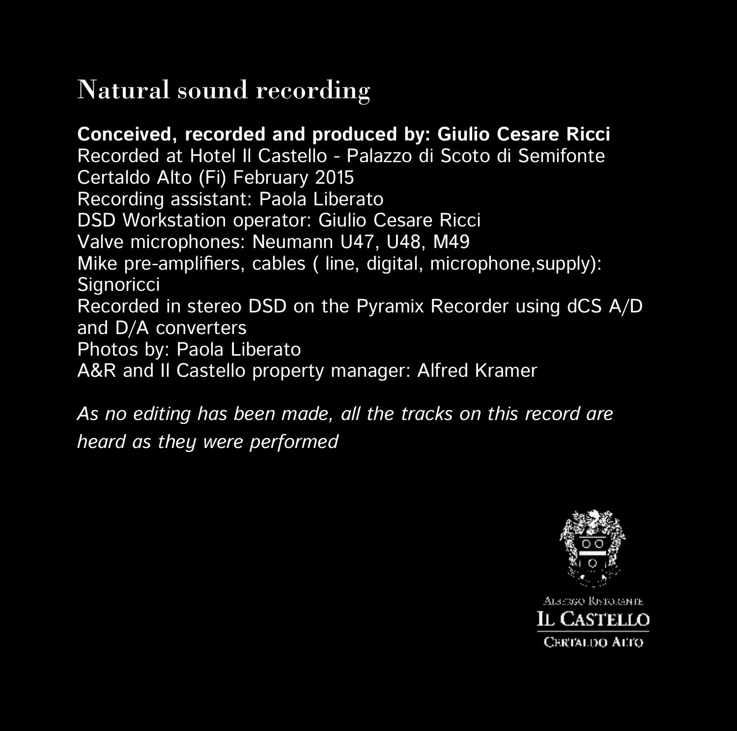# Natural sound recording

**Conceived, recorded and produced by: Giulio Cesare Ricci**
Recorded at Hotel Il Castello - Palazzo di Scoto di Semifonte
Certaldo Alto (Fi) February 2015
Recording assistant: Paola Liberato
DSD Workstation operator: Giulio Cesare Ricci
Valve microphones: Neumann U47, U48, M49
Mike pre-amplifiers, cables ( line, digital, microphone,supply): Signoricci
Recorded in stereo DSD on the Pyramix Recorder using dCS A/D and D/A converters
Photos by: Paola Liberato
A&R and Il Castello property manager: Alfred Kramer

*As no editing has been made, all the tracks on this record are heard as they were performed*

Albergo Ristorante
IL CASTELLO
Certaldo Alto